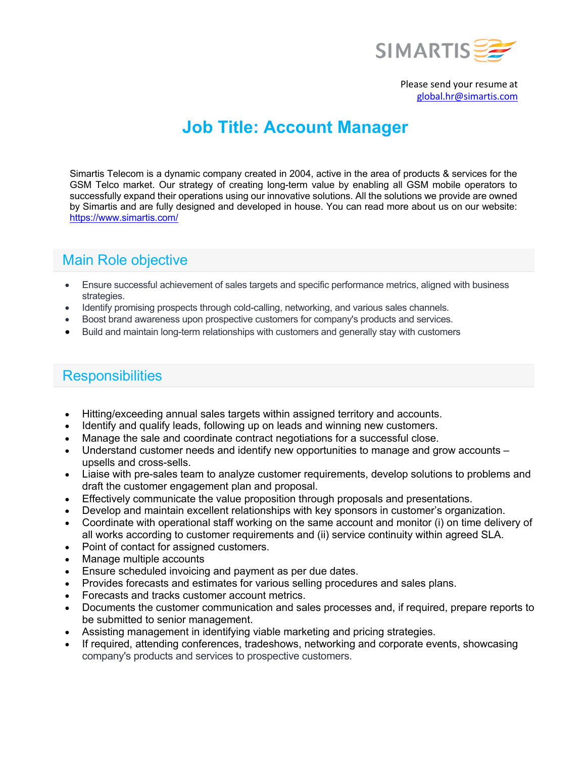SIMARTIS

Please send your resume at
global.hr@simartis.com

# Job Title: Account Manager

Simartis Telecom is a dynamic company created in 2004, active in the area of products & services for the GSM Telco market. Our strategy of creating long-term value by enabling all GSM mobile operators to successfully expand their operations using our innovative solutions. All the solutions we provide are owned by Simartis and are fully designed and developed in house. You can read more about us on our website: https://www.simartis.com/

## Main Role objective

- Ensure successful achievement of sales targets and specific performance metrics, aligned with business strategies.
- Identify promising prospects through cold-calling, networking, and various sales channels.
- Boost brand awareness upon prospective customers for company's products and services.
- Build and maintain long-term relationships with customers and generally stay with customers

## Responsibilities

- Hitting/exceeding annual sales targets within assigned territory and accounts.
- Identify and qualify leads, following up on leads and winning new customers.
- Manage the sale and coordinate contract negotiations for a successful close.
- Understand customer needs and identify new opportunities to manage and grow accounts – upsells and cross-sells.
- Liaise with pre-sales team to analyze customer requirements, develop solutions to problems and draft the customer engagement plan and proposal.
- Effectively communicate the value proposition through proposals and presentations.
- Develop and maintain excellent relationships with key sponsors in customer's organization.
- Coordinate with operational staff working on the same account and monitor (i) on time delivery of all works according to customer requirements and (ii) service continuity within agreed SLA.
- Point of contact for assigned customers.
- Manage multiple accounts
- Ensure scheduled invoicing and payment as per due dates.
- Provides forecasts and estimates for various selling procedures and sales plans.
- Forecasts and tracks customer account metrics.
- Documents the customer communication and sales processes and, if required, prepare reports to be submitted to senior management.
- Assisting management in identifying viable marketing and pricing strategies.
- If required, attending conferences, tradeshows, networking and corporate events, showcasing company's products and services to prospective customers.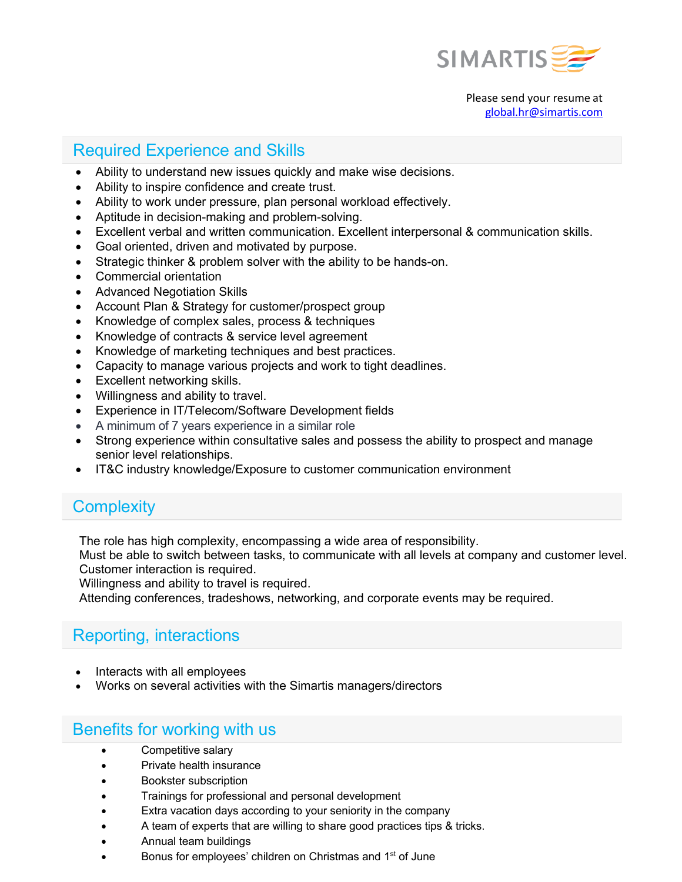Please send your resume at global.hr@simartis.com

## Required Experience and Skills

- Ability to understand new issues quickly and make wise decisions.
- Ability to inspire confidence and create trust.
- Ability to work under pressure, plan personal workload effectively.
- Aptitude in decision-making and problem-solving.
- Excellent verbal and written communication. Excellent interpersonal & communication skills.
- Goal oriented, driven and motivated by purpose.
- Strategic thinker & problem solver with the ability to be hands-on.
- Commercial orientation
- Advanced Negotiation Skills
- Account Plan & Strategy for customer/prospect group
- Knowledge of complex sales, process & techniques
- Knowledge of contracts & service level agreement
- Knowledge of marketing techniques and best practices.
- Capacity to manage various projects and work to tight deadlines.
- Excellent networking skills.
- Willingness and ability to travel.
- Experience in IT/Telecom/Software Development fields
- A minimum of 7 years experience in a similar role
- Strong experience within consultative sales and possess the ability to prospect and manage senior level relationships.
- IT&C industry knowledge/Exposure to customer communication environment

## Complexity

The role has high complexity, encompassing a wide area of responsibility.
Must be able to switch between tasks, to communicate with all levels at company and customer level.
Customer interaction is required.
Willingness and ability to travel is required.
Attending conferences, tradeshows, networking, and corporate events may be required.

## Reporting, interactions

- Interacts with all employees
- Works on several activities with the Simartis managers/directors

## Benefits for working with us

- Competitive salary
- Private health insurance
- Bookster subscription
- Trainings for professional and personal development
- Extra vacation days according to your seniority in the company
- A team of experts that are willing to share good practices tips & tricks.
- Annual team buildings
- Bonus for employees' children on Christmas and 1st of June